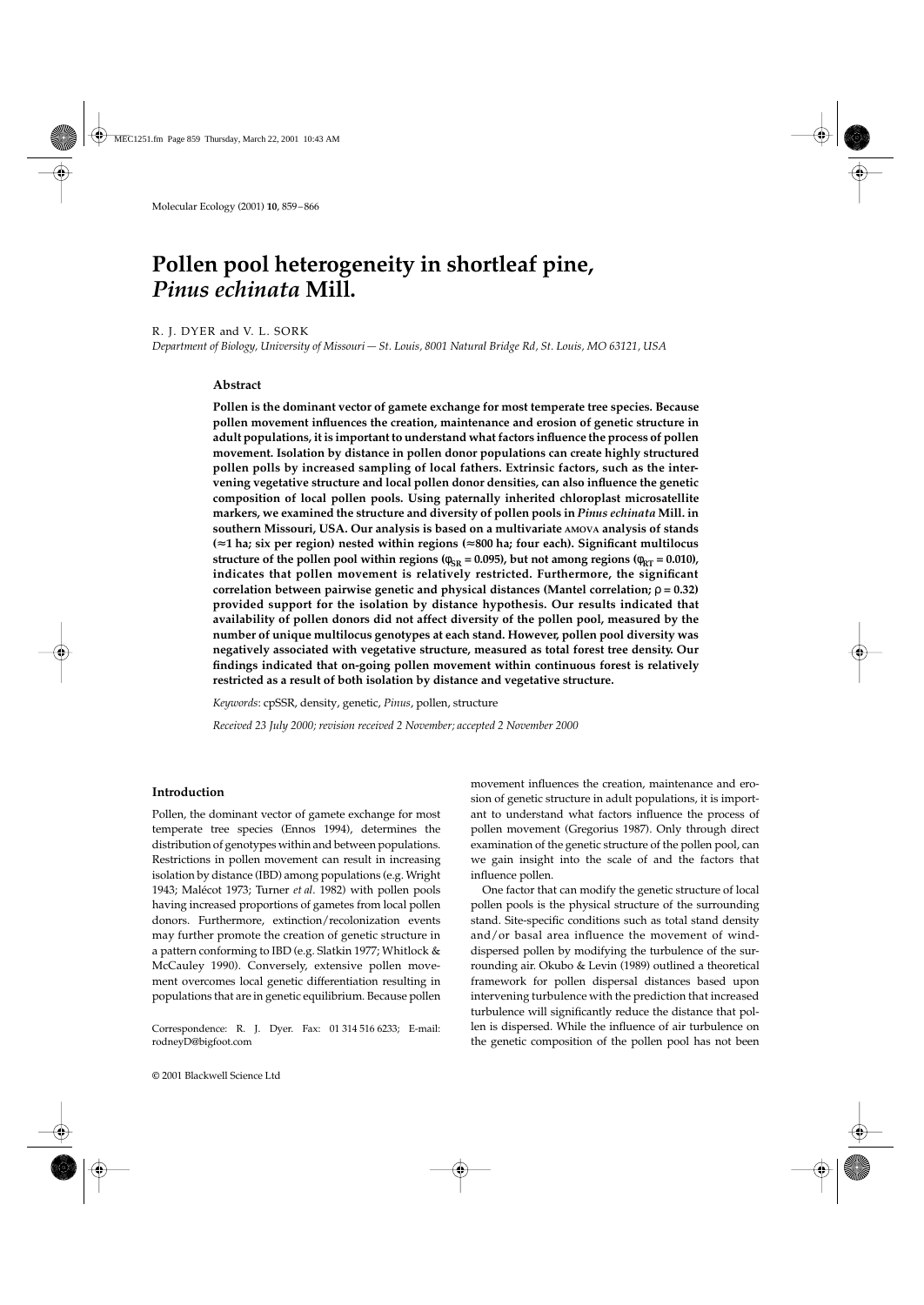# Pollen pool heterogeneity in shortleaf pine, *Pinus echinata* Mill.

R. J. DYER and V. L. SORK

*Department of Biology, University of Missouri — St. Louis, 8001 Natural Bridge Rd, St. Louis, MO 63121, USA*

## Abstract

**Pollen is the dominant vector of gamete exchange for most temperate tree species. Because pollen movement influences the creation, maintenance and erosion of genetic structure in adult populations, it is important to understand what factors influence the process of pollen movement. Isolation by distance in pollen donor populations can create highly structured pollen polls by increased sampling of local fathers. Extrinsic factors, such as the intervening vegetative structure and local pollen donor densities, can also influence the genetic composition of local pollen pools. Using paternally inherited chloroplast microsatellite markers, we examined the structure and diversity of pollen pools in *Pinus echinata* Mill. in southern Missouri, USA. Our analysis is based on a multivariate AMOVA analysis of stands (≈1 ha; six per region) nested within regions (≈800 ha; four each). Significant multilocus structure of the pollen pool within regions ($\varphi_{SR} = 0.095$), but not among regions ($\varphi_{RT} = 0.010$), indicates that pollen movement is relatively restricted. Furthermore, the significant correlation between pairwise genetic and physical distances (Mantel correlation; $\rho = 0.32$) provided support for the isolation by distance hypothesis. Our results indicated that availability of pollen donors did not affect diversity of the pollen pool, measured by the number of unique multilocus genotypes at each stand. However, pollen pool diversity was negatively associated with vegetative structure, measured as total forest tree density. Our findings indicated that on-going pollen movement within continuous forest is relatively restricted as a result of both isolation by distance and vegetative structure.**

*Keywords*: cpSSR, density, genetic, *Pinus*, pollen, structure

*Received 23 July 2000; revision received 2 November; accepted 2 November 2000*

## Introduction

Pollen, the dominant vector of gamete exchange for most temperate tree species (Ennos 1994), determines the distribution of genotypes within and between populations. Restrictions in pollen movement can result in increasing isolation by distance (IBD) among populations (e.g. Wright 1943; Malécot 1973; Turner *et al*. 1982) with pollen pools having increased proportions of gametes from local pollen donors. Furthermore, extinction/recolonization events may further promote the creation of genetic structure in a pattern conforming to IBD (e.g. Slatkin 1977; Whitlock & McCauley 1990). Conversely, extensive pollen movement overcomes local genetic differentiation resulting in populations that are in genetic equilibrium. Because pollen movement influences the creation, maintenance and erosion of genetic structure in adult populations, it is important to understand what factors influence the process of pollen movement (Gregorius 1987). Only through direct examination of the genetic structure of the pollen pool, can we gain insight into the scale of and the factors that influence pollen.

One factor that can modify the genetic structure of local pollen pools is the physical structure of the surrounding stand. Site-specific conditions such as total stand density and/or basal area influence the movement of wind-dispersed pollen by modifying the turbulence of the surrounding air. Okubo & Levin (1989) outlined a theoretical framework for pollen dispersal distances based upon intervening turbulence with the prediction that increased turbulence will significantly reduce the distance that pollen is dispersed. While the influence of air turbulence on the genetic composition of the pollen pool has not been

Correspondence: R. J. Dyer. Fax: 01 314 516 6233; E-mail: rodneyD@bigfoot.com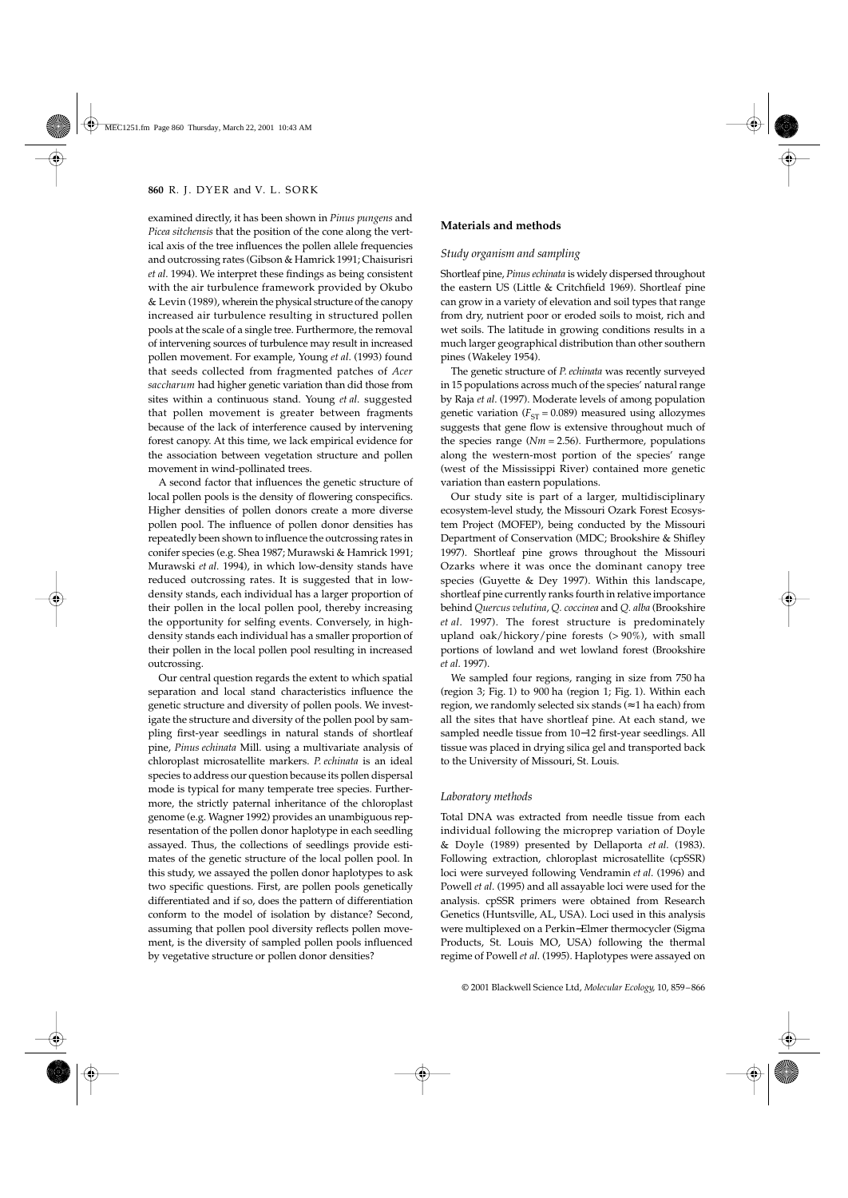examined directly, it has been shown in *Pinus pungens* and *Picea sitchensis* that the position of the cone along the vertical axis of the tree influences the pollen allele frequencies and outcrossing rates (Gibson & Hamrick 1991; Chaisurisri *et al*. 1994). We interpret these findings as being consistent with the air turbulence framework provided by Okubo & Levin (1989), wherein the physical structure of the canopy increased air turbulence resulting in structured pollen pools at the scale of a single tree. Furthermore, the removal of intervening sources of turbulence may result in increased pollen movement. For example, Young *et al*. (1993) found that seeds collected from fragmented patches of *Acer saccharum* had higher genetic variation than did those from sites within a continuous stand. Young *et al*. suggested that pollen movement is greater between fragments because of the lack of interference caused by intervening forest canopy. At this time, we lack empirical evidence for the association between vegetation structure and pollen movement in wind-pollinated trees.

A second factor that influences the genetic structure of local pollen pools is the density of flowering conspecifics. Higher densities of pollen donors create a more diverse pollen pool. The influence of pollen donor densities has repeatedly been shown to influence the outcrossing rates in conifer species (e.g. Shea 1987; Murawski & Hamrick 1991; Murawski *et al*. 1994), in which low-density stands have reduced outcrossing rates. It is suggested that in low-density stands, each individual has a larger proportion of their pollen in the local pollen pool, thereby increasing the opportunity for selfing events. Conversely, in high-density stands each individual has a smaller proportion of their pollen in the local pollen pool resulting in increased outcrossing.

Our central question regards the extent to which spatial separation and local stand characteristics influence the genetic structure and diversity of pollen pools. We investigate the structure and diversity of the pollen pool by sampling first-year seedlings in natural stands of shortleaf pine, *Pinus echinata* Mill. using a multivariate analysis of chloroplast microsatellite markers. *P. echinata* is an ideal species to address our question because its pollen dispersal mode is typical for many temperate tree species. Furthermore, the strictly paternal inheritance of the chloroplast genome (e.g. Wagner 1992) provides an unambiguous representation of the pollen donor haplotype in each seedling assayed. Thus, the collections of seedlings provide estimates of the genetic structure of the local pollen pool. In this study, we assayed the pollen donor haplotypes to ask two specific questions. First, are pollen pools genetically differentiated and if so, does the pattern of differentiation conform to the model of isolation by distance? Second, assuming that pollen pool diversity reflects pollen movement, is the diversity of sampled pollen pools influenced by vegetative structure or pollen donor densities?

## Materials and methods

### Study organism and sampling

Shortleaf pine, *Pinus echinata* is widely dispersed throughout the eastern US (Little & Critchfield 1969). Shortleaf pine can grow in a variety of elevation and soil types that range from dry, nutrient poor or eroded soils to moist, rich and wet soils. The latitude in growing conditions results in a much larger geographical distribution than other southern pines (Wakeley 1954).

The genetic structure of *P. echinata* was recently surveyed in 15 populations across much of the species' natural range by Raja *et al*. (1997). Moderate levels of among population genetic variation ($F_{ST} = 0.089$) measured using allozymes suggests that gene flow is extensive throughout much of the species range ($Nm = 2.56$). Furthermore, populations along the western-most portion of the species' range (west of the Mississippi River) contained more genetic variation than eastern populations.

Our study site is part of a larger, multidisciplinary ecosystem-level study, the Missouri Ozark Forest Ecosystem Project (MOFEP), being conducted by the Missouri Department of Conservation (MDC; Brookshire & Shifley 1997). Shortleaf pine grows throughout the Missouri Ozarks where it was once the dominant canopy tree species (Guyette & Dey 1997). Within this landscape, shortleaf pine currently ranks fourth in relative importance behind *Quercus velutina*, *Q. coccinea* and *Q. alba* (Brookshire *et al*. 1997). The forest structure is predominately upland oak/hickory/pine forests (> 90%), with small portions of lowland and wet lowland forest (Brookshire *et al*. 1997).

We sampled four regions, ranging in size from 750 ha (region 3; Fig. 1) to 900 ha (region 1; Fig. 1). Within each region, we randomly selected six stands (≈1 ha each) from all the sites that have shortleaf pine. At each stand, we sampled needle tissue from 10–12 first-year seedlings. All tissue was placed in drying silica gel and transported back to the University of Missouri, St. Louis.

### Laboratory methods

Total DNA was extracted from needle tissue from each individual following the microprep variation of Doyle & Doyle (1989) presented by Dellaporta *et al*. (1983). Following extraction, chloroplast microsatellite (cpSSR) loci were surveyed following Vendramin *et al*. (1996) and Powell *et al*. (1995) and all assayable loci were used for the analysis. cpSSR primers were obtained from Research Genetics (Huntsville, AL, USA). Loci used in this analysis were multiplexed on a Perkin–Elmer thermocycler (Sigma Products, St. Louis MO, USA) following the thermal regime of Powell *et al*. (1995). Haplotypes were assayed on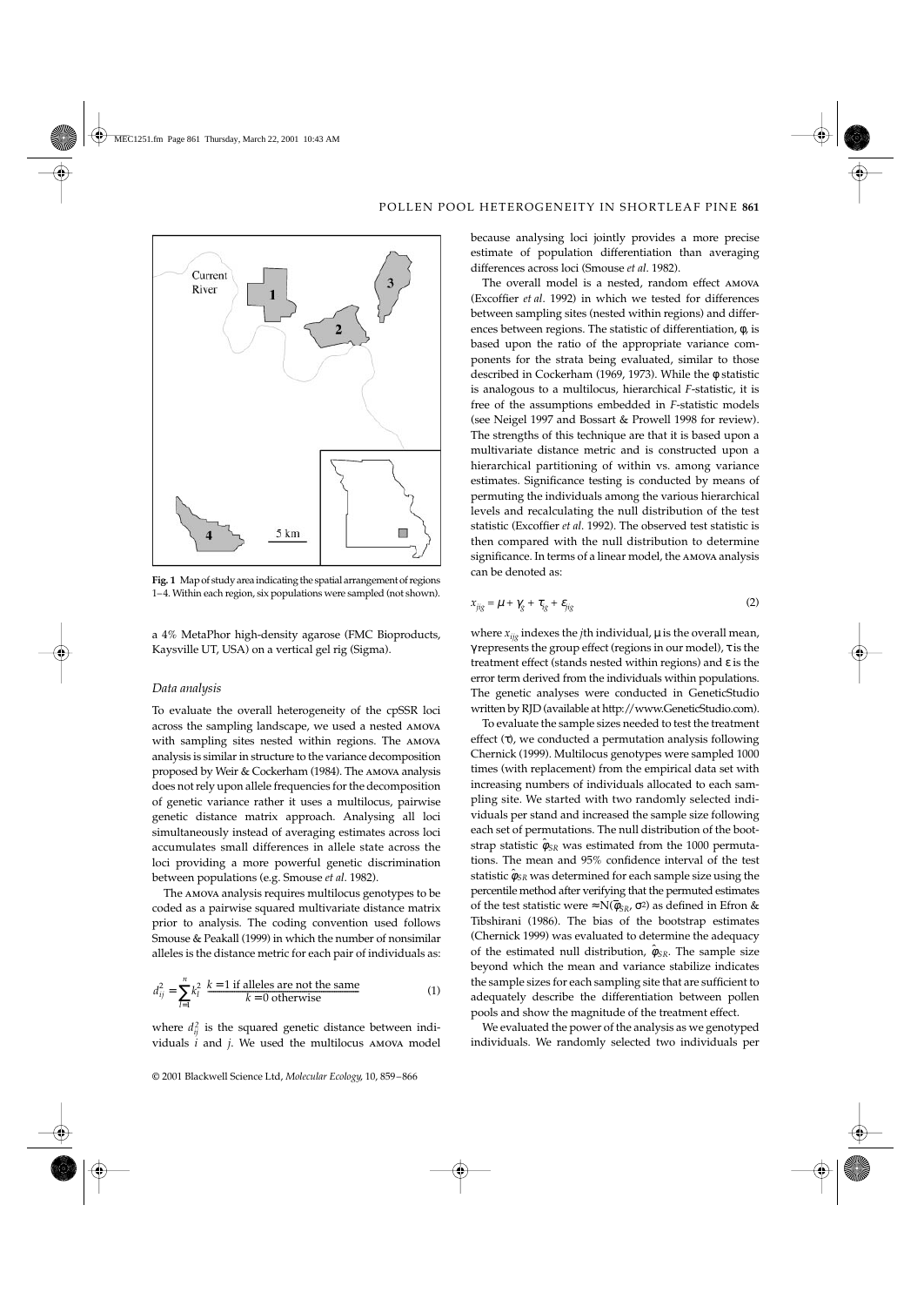Fig. 1 Map of study area indicating the spatial arrangement of regions 1–4. Within each region, six populations were sampled (not shown).

a 4% MetaPhor high-density agarose (FMC Bioproducts, Kaysville UT, USA) on a vertical gel rig (Sigma).

### Data analysis

To evaluate the overall heterogeneity of the cpSSR loci across the sampling landscape, we used a nested AMOVA with sampling sites nested within regions. The AMOVA analysis is similar in structure to the variance decomposition proposed by Weir & Cockerham (1984). The AMOVA analysis does not rely upon allele frequencies for the decomposition of genetic variance rather it uses a multilocus, pairwise genetic distance matrix approach. Analysing all loci simultaneously instead of averaging estimates across loci accumulates small differences in allele state across the loci providing a more powerful genetic discrimination between populations (e.g. Smouse *et al*. 1982).

The AMOVA analysis requires multilocus genotypes to be coded as a pairwise squared multivariate distance matrix prior to analysis. The coding convention used follows Smouse & Peakall (1999) in which the number of nonsimilar alleles is the distance metric for each pair of individuals as:

$$d_{ij}^2 = \sum_{l=1}^{n} k_l^2 \quad \frac{k = 1 \text{ if alleles are not the same}}{k = 0 \text{ otherwise}} \tag{1}$$

where $d_{ij}^2$ is the squared genetic distance between individuals $i$ and $j$. We used the multilocus AMOVA model because analysing loci jointly provides a more precise estimate of population differentiation than averaging differences across loci (Smouse *et al*. 1982).

The overall model is a nested, random effect AMOVA (Excoffier *et al*. 1992) in which we tested for differences between sampling sites (nested within regions) and differences between regions. The statistic of differentiation, $\phi$, is based upon the ratio of the appropriate variance components for the strata being evaluated, similar to those described in Cockerham (1969, 1973). While the $\phi$ statistic is analogous to a multilocus, hierarchical *F*-statistic, it is free of the assumptions embedded in *F*-statistic models (see Neigel 1997 and Bossart & Prowell 1998 for review). The strengths of this technique are that it is based upon a multivariate distance metric and is constructed upon a hierarchical partitioning of within vs. among variance estimates. Significance testing is conducted by means of permuting the individuals among the various hierarchical levels and recalculating the null distribution of the test statistic (Excoffier *et al*. 1992). The observed test statistic is then compared with the null distribution to determine significance. In terms of a linear model, the AMOVA analysis can be denoted as:

$$x_{ijg} = \mu + \gamma_g + \tau_g + \varepsilon_{ijg} \tag{2}$$

where $x_{ijg}$ indexes the $j$th individual, $\mu$ is the overall mean, $\gamma$ represents the group effect (regions in our model), $\tau$ is the treatment effect (stands nested within regions) and $\varepsilon$ is the error term derived from the individuals within populations. The genetic analyses were conducted in GeneticStudio written by RJD (available at http://www.GeneticStudio.com).

To evaluate the sample sizes needed to test the treatment effect ($\tau$), we conducted a permutation analysis following Chernick (1999). Multilocus genotypes were sampled 1000 times (with replacement) from the empirical data set with increasing numbers of individuals allocated to each sampling site. We started with two randomly selected individuals per stand and increased the sample size following each set of permutations. The null distribution of the bootstrap statistic $\hat{\varphi}_{SR}$ was estimated from the 1000 permutations. The mean and 95% confidence interval of the test statistic $\hat{\varphi}_{SR}$ was determined for each sample size using the percentile method after verifying that the permuted estimates of the test statistic were $\approx N(\overline{\varphi}_{SR}, \sigma^2)$ as defined in Efron & Tibshirani (1986). The bias of the bootstrap estimates (Chernick 1999) was evaluated to determine the adequacy of the estimated null distribution, $\hat{\varphi}_{SR}$. The sample size beyond which the mean and variance stabilize indicates the sample sizes for each sampling site that are sufficient to adequately describe the differentiation between pollen pools and show the magnitude of the treatment effect.

We evaluated the power of the analysis as we genotyped individuals. We randomly selected two individuals per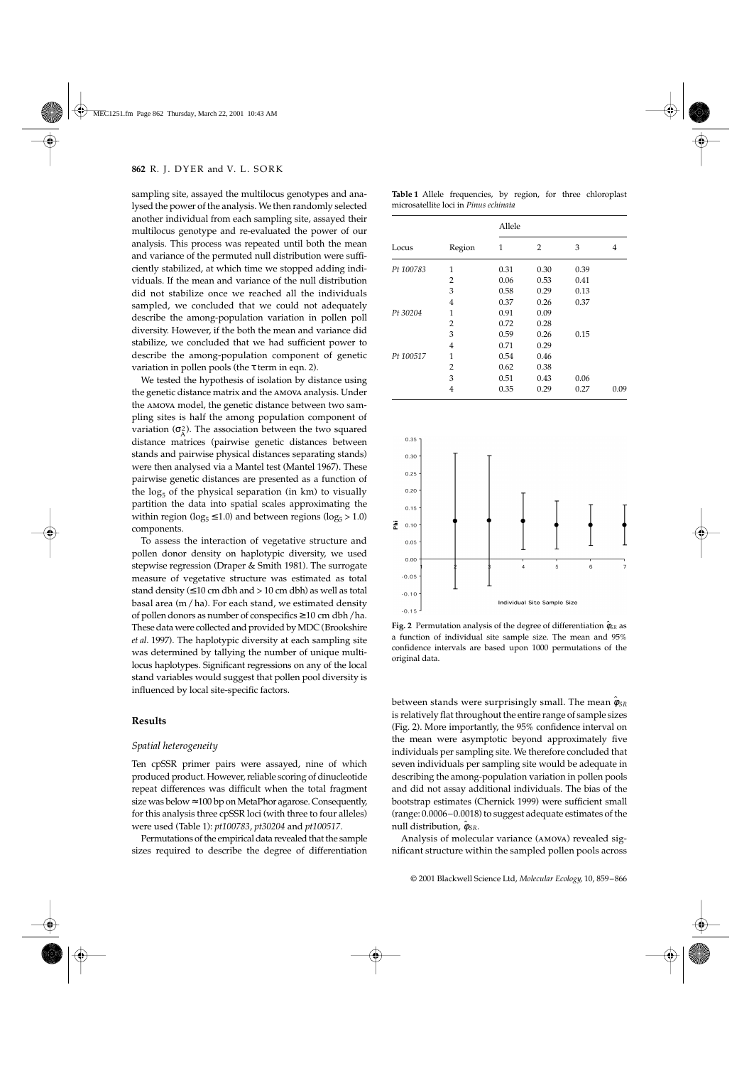sampling site, assayed the multilocus genotypes and analysed the power of the analysis. We then randomly selected another individual from each sampling site, assayed their multilocus genotype and re-evaluated the power of our analysis. This process was repeated until both the mean and variance of the permuted null distribution were sufficiently stabilized, at which time we stopped adding individuals. If the mean and variance of the null distribution did not stabilize once we reached all the individuals sampled, we concluded that we could not adequately describe the among-population variation in pollen poll diversity. However, if the both the mean and variance did stabilize, we concluded that we had sufficient power to describe the among-population component of genetic variation in pollen pools (the $\tau$ term in eqn. 2).

We tested the hypothesis of isolation by distance using the genetic distance matrix and the AMOVA analysis. Under the AMOVA model, the genetic distance between two sampling sites is half the among population component of variation ($\sigma^2_A$). The association between the two squared distance matrices (pairwise genetic distances between stands and pairwise physical distances separating stands) were then analysed via a Mantel test (Mantel 1967). These pairwise genetic distances are presented as a function of the $\log_5$ of the physical separation (in km) to visually partition the data into spatial scales approximating the within region ($\log_5 \leq 1.0$) and between regions ($\log_5 > 1.0$) components.

To assess the interaction of vegetative structure and pollen donor density on haplotypic diversity, we used stepwise regression (Draper & Smith 1981). The surrogate measure of vegetative structure was estimated as total stand density ($\leq$10 cm dbh and > 10 cm dbh) as well as total basal area (m / ha). For each stand, we estimated density of pollen donors as number of conspecifics $\geq$10 cm dbh /ha. These data were collected and provided by MDC (Brookshire *et al*. 1997). The haplotypic diversity at each sampling site was determined by tallying the number of unique multilocus haplotypes. Significant regressions on any of the local stand variables would suggest that pollen pool diversity is influenced by local site-specific factors.

## Results

### *Spatial heterogeneity*

Ten cpSSR primer pairs were assayed, nine of which produced product. However, reliable scoring of dinucleotide repeat differences was difficult when the total fragment size was below ≈100 bp on MetaPhor agarose. Consequently, for this analysis three cpSSR loci (with three to four alleles) were used (Table 1): *pt100783*, *pt30204* and *pt100517*.

Permutations of the empirical data revealed that the sample sizes required to describe the degree of differentiation between stands were surprisingly small. The mean $\hat{\varphi}_{SR}$ is relatively flat throughout the entire range of sample sizes (Fig. 2). More importantly, the 95% confidence interval on the mean were asymptotic beyond approximately five individuals per sampling site. We therefore concluded that seven individuals per sampling site would be adequate in describing the among-population variation in pollen pools and did not assay additional individuals. The bias of the bootstrap estimates (Chernick 1999) were sufficient small (range: 0.0006–0.0018) to suggest adequate estimates of the null distribution, $\hat{\varphi}_{SR}$.

Analysis of molecular variance (AMOVA) revealed significant structure within the sampled pollen pools across

**Table 1** Allele frequencies, by region, for three chloroplast microsatellite loci in *Pinus echinata*

| Locus | Region | Allele 1 | 2 | 3 | 4 |
|---|---|---|---|---|---|
| *Pt 100783* | 1 | 0.31 | 0.30 | 0.39 | |
| | 2 | 0.06 | 0.53 | 0.41 | |
| | 3 | 0.58 | 0.29 | 0.13 | |
| | 4 | 0.37 | 0.26 | 0.37 | |
| *Pt 30204* | 1 | 0.91 | 0.09 | | |
| | 2 | 0.72 | 0.28 | | |
| | 3 | 0.59 | 0.26 | 0.15 | |
| | 4 | 0.71 | 0.29 | | |
| *Pt 100517* | 1 | 0.54 | 0.46 | | |
| | 2 | 0.62 | 0.38 | | |
| | 3 | 0.51 | 0.43 | 0.06 | |
| | 4 | 0.35 | 0.29 | 0.27 | 0.09 |

**Fig. 2** Permutation analysis of the degree of differentiation $\hat{\varphi}_{SR}$ as a function of individual site sample size. The mean and 95% confidence intervals are based upon 1000 permutations of the original data.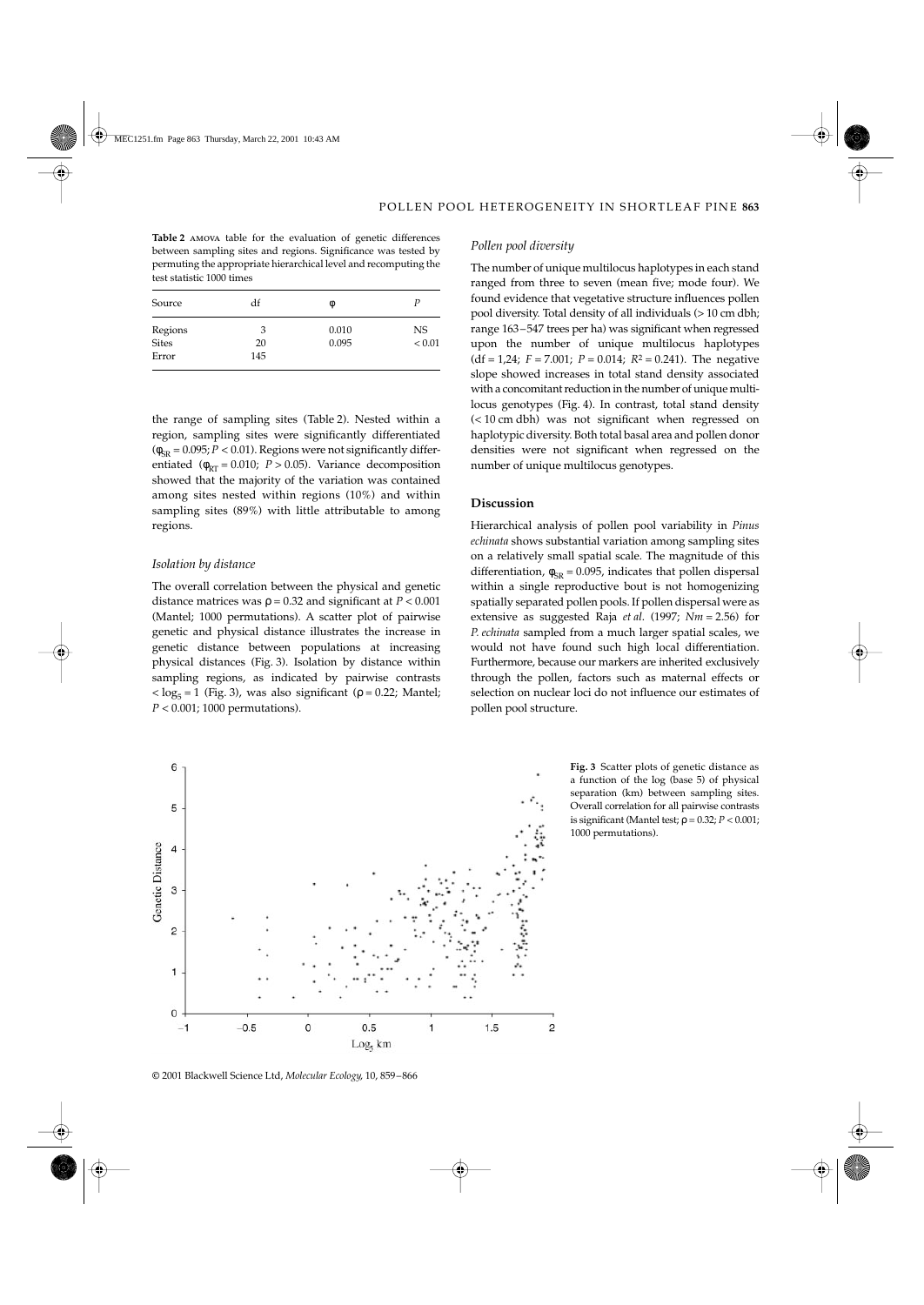**Table 2** AMOVA table for the evaluation of genetic differences between sampling sites and regions. Significance was tested by permuting the appropriate hierarchical level and recomputing the test statistic 1000 times

| Source | df | φ | *P* |
|---|---|---|---|
| Regions | 3 | 0.010 | NS |
| Sites | 20 | 0.095 | < 0.01 |
| Error | 145 | | |

the range of sampling sites (Table 2). Nested within a region, sampling sites were significantly differentiated ($\phi_{SR} = 0.095$; $P < 0.01$). Regions were not significantly differentiated ($\phi_{RT} = 0.010$; $P > 0.05$). Variance decomposition showed that the majority of the variation was contained among sites nested within regions (10%) and within sampling sites (89%) with little attributable to among regions.

### Isolation by distance

The overall correlation between the physical and genetic distance matrices was $\rho = 0.32$ and significant at $P < 0.001$ (Mantel; 1000 permutations). A scatter plot of pairwise genetic and physical distance illustrates the increase in genetic distance between populations at increasing physical distances (Fig. 3). Isolation by distance within sampling regions, as indicated by pairwise contrasts $< \log_5 = 1$ (Fig. 3), was also significant ($\rho = 0.22$; Mantel; $P < 0.001$; 1000 permutations).

### Pollen pool diversity

The number of unique multilocus haplotypes in each stand ranged from three to seven (mean five; mode four). We found evidence that vegetative structure influences pollen pool diversity. Total density of all individuals (> 10 cm dbh; range 163–547 trees per ha) was significant when regressed upon the number of unique multilocus haplotypes (df = 1,24; $F = 7.001$; $P = 0.014$; $R^2 = 0.241$). The negative slope showed increases in total stand density associated with a concomitant reduction in the number of unique multilocus genotypes (Fig. 4). In contrast, total stand density (< 10 cm dbh) was not significant when regressed on haplotypic diversity. Both total basal area and pollen donor densities were not significant when regressed on the number of unique multilocus genotypes.

## Discussion

Hierarchical analysis of pollen pool variability in *Pinus echinata* shows substantial variation among sampling sites on a relatively small spatial scale. The magnitude of this differentiation, $\phi_{SR} = 0.095$, indicates that pollen dispersal within a single reproductive bout is not homogenizing spatially separated pollen pools. If pollen dispersal were as extensive as suggested Raja *et al*. (1997; $Nm = 2.56$) for *P. echinata* sampled from a much larger spatial scales, we would not have found such high local differentiation. Furthermore, because our markers are inherited exclusively through the pollen, factors such as maternal effects or selection on nuclear loci do not influence our estimates of pollen pool structure.

**Fig. 3** Scatter plots of genetic distance as a function of the log (base 5) of physical separation (km) between sampling sites. Overall correlation for all pairwise contrasts is significant (Mantel test; $\rho = 0.32$; $P < 0.001$; 1000 permutations).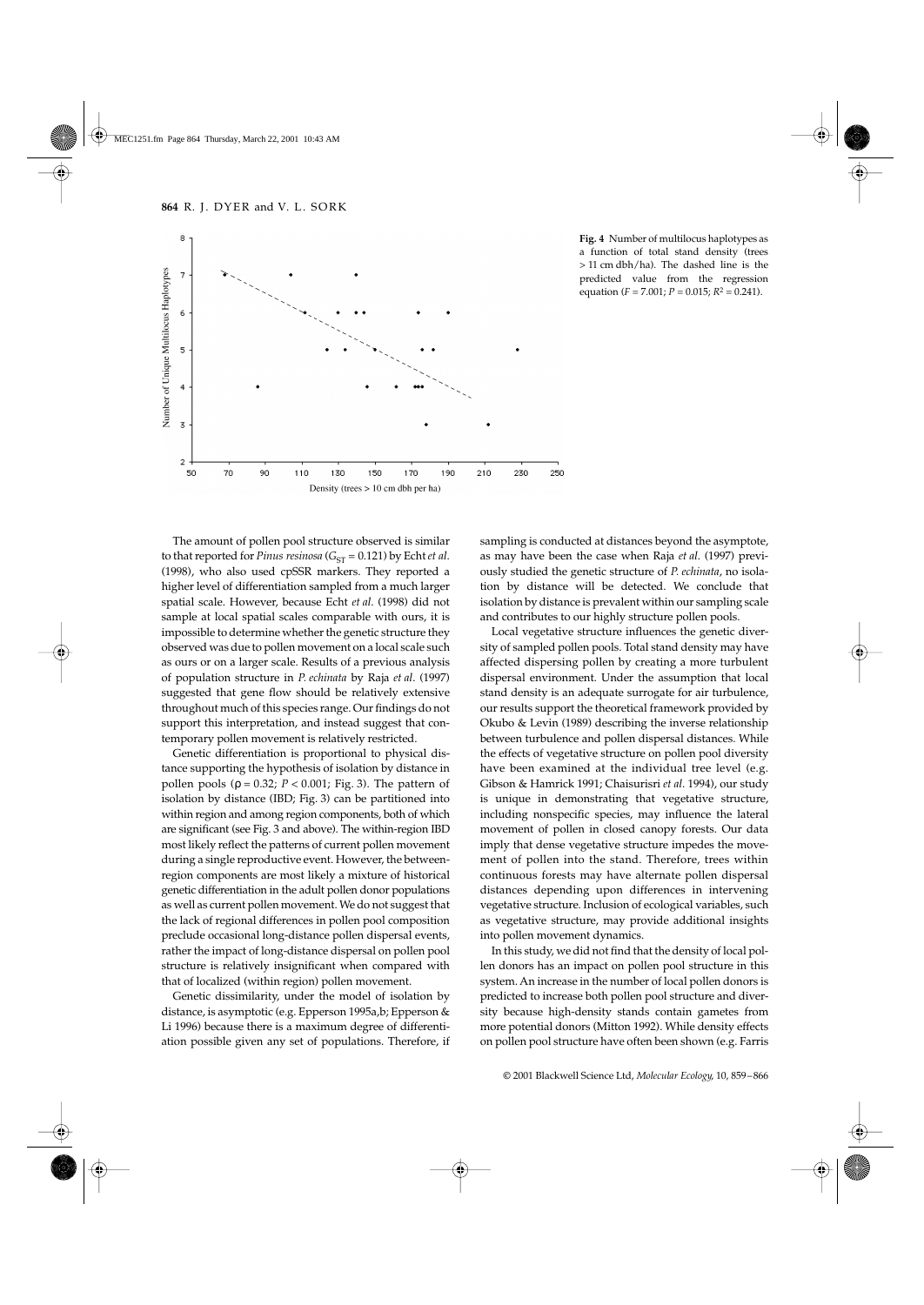**Fig. 4** Number of multilocus haplotypes as a function of total stand density (trees > 11 cm dbh/ha). The dashed line is the predicted value from the regression equation ($F = 7.001$; $P = 0.015$; $R^2 = 0.241$).

The amount of pollen pool structure observed is similar to that reported for *Pinus resinosa* ($G_{ST} = 0.121$) by Echt *et al.* (1998), who also used cpSSR markers. They reported a higher level of differentiation sampled from a much larger spatial scale. However, because Echt *et al.* (1998) did not sample at local spatial scales comparable with ours, it is impossible to determine whether the genetic structure they observed was due to pollen movement on a local scale such as ours or on a larger scale. Results of a previous analysis of population structure in *P. echinata* by Raja *et al.* (1997) suggested that gene flow should be relatively extensive throughout much of this species range. Our findings do not support this interpretation, and instead suggest that contemporary pollen movement is relatively restricted.

Genetic differentiation is proportional to physical distance supporting the hypothesis of isolation by distance in pollen pools ($\rho = 0.32$; $P < 0.001$; Fig. 3). The pattern of isolation by distance (IBD; Fig. 3) can be partitioned into within region and among region components, both of which are significant (see Fig. 3 and above). The within-region IBD most likely reflect the patterns of current pollen movement during a single reproductive event. However, the between-region components are most likely a mixture of historical genetic differentiation in the adult pollen donor populations as well as current pollen movement. We do not suggest that the lack of regional differences in pollen pool composition preclude occasional long-distance pollen dispersal events, rather the impact of long-distance dispersal on pollen pool structure is relatively insignificant when compared with that of localized (within region) pollen movement.

Genetic dissimilarity, under the model of isolation by distance, is asymptotic (e.g. Epperson 1995a,b; Epperson & Li 1996) because there is a maximum degree of differentiation possible given any set of populations. Therefore, if sampling is conducted at distances beyond the asymptote, as may have been the case when Raja *et al.* (1997) previously studied the genetic structure of *P. echinata*, no isolation by distance will be detected. We conclude that isolation by distance is prevalent within our sampling scale and contributes to our highly structure pollen pools.

Local vegetative structure influences the genetic diversity of sampled pollen pools. Total stand density may have affected dispersing pollen by creating a more turbulent dispersal environment. Under the assumption that local stand density is an adequate surrogate for air turbulence, our results support the theoretical framework provided by Okubo & Levin (1989) describing the inverse relationship between turbulence and pollen dispersal distances. While the effects of vegetative structure on pollen pool diversity have been examined at the individual tree level (e.g. Gibson & Hamrick 1991; Chaisurisri *et al.* 1994), our study is unique in demonstrating that vegetative structure, including nonspecific species, may influence the lateral movement of pollen in closed canopy forests. Our data imply that dense vegetative structure impedes the movement of pollen into the stand. Therefore, trees within continuous forests may have alternate pollen dispersal distances depending upon differences in intervening vegetative structure. Inclusion of ecological variables, such as vegetative structure, may provide additional insights into pollen movement dynamics.

In this study, we did not find that the density of local pollen donors has an impact on pollen pool structure in this system. An increase in the number of local pollen donors is predicted to increase both pollen pool structure and diversity because high-density stands contain gametes from more potential donors (Mitton 1992). While density effects on pollen pool structure have often been shown (e.g. Farris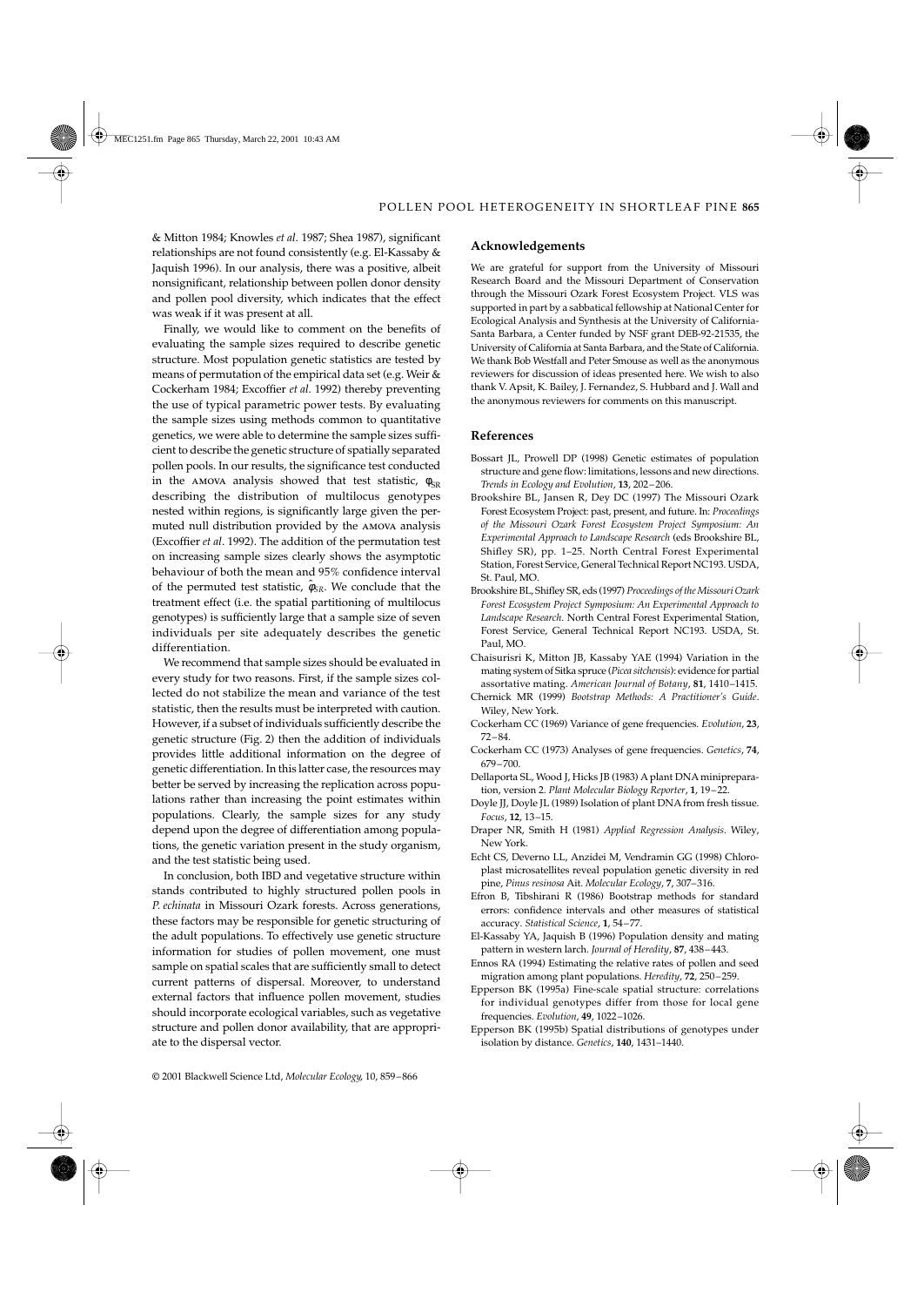& Mitton 1984; Knowles *et al*. 1987; Shea 1987), significant relationships are not found consistently (e.g. El-Kassaby & Jaquish 1996). In our analysis, there was a positive, albeit nonsignificant, relationship between pollen donor density and pollen pool diversity, which indicates that the effect was weak if it was present at all.

Finally, we would like to comment on the benefits of evaluating the sample sizes required to describe genetic structure. Most population genetic statistics are tested by means of permutation of the empirical data set (e.g. Weir & Cockerham 1984; Excoffier *et al*. 1992) thereby preventing the use of typical parametric power tests. By evaluating the sample sizes using methods common to quantitative genetics, we were able to determine the sample sizes sufficient to describe the genetic structure of spatially separated pollen pools. In our results, the significance test conducted in the AMOVA analysis showed that test statistic, $\phi_{SR}$ describing the distribution of multilocus genotypes nested within regions, is significantly large given the permuted null distribution provided by the AMOVA analysis (Excoffier *et al*. 1992). The addition of the permutation test on increasing sample sizes clearly shows the asymptotic behaviour of both the mean and 95% confidence interval of the permuted test statistic, $\hat{\phi}_{SR}$. We conclude that the treatment effect (i.e. the spatial partitioning of multilocus genotypes) is sufficiently large that a sample size of seven individuals per site adequately describes the genetic differentiation.

We recommend that sample sizes should be evaluated in every study for two reasons. First, if the sample sizes collected do not stabilize the mean and variance of the test statistic, then the results must be interpreted with caution. However, if a subset of individuals sufficiently describe the genetic structure (Fig. 2) then the addition of individuals provides little additional information on the degree of genetic differentiation. In this latter case, the resources may better be served by increasing the replication across populations rather than increasing the point estimates within populations. Clearly, the sample sizes for any study depend upon the degree of differentiation among populations, the genetic variation present in the study organism, and the test statistic being used.

In conclusion, both IBD and vegetative structure within stands contributed to highly structured pollen pools in *P. echinata* in Missouri Ozark forests. Across generations, these factors may be responsible for genetic structuring of the adult populations. To effectively use genetic structure information for studies of pollen movement, one must sample on spatial scales that are sufficiently small to detect current patterns of dispersal. Moreover, to understand external factors that influence pollen movement, studies should incorporate ecological variables, such as vegetative structure and pollen donor availability, that are appropriate to the dispersal vector.

## Acknowledgements

We are grateful for support from the University of Missouri Research Board and the Missouri Department of Conservation through the Missouri Ozark Forest Ecosystem Project. VLS was supported in part by a sabbatical fellowship at National Center for Ecological Analysis and Synthesis at the University of California-Santa Barbara, a Center funded by NSF grant DEB-92-21535, the University of California at Santa Barbara, and the State of California. We thank Bob Westfall and Peter Smouse as well as the anonymous reviewers for discussion of ideas presented here. We wish to also thank V. Apsit, K. Bailey, J. Fernandez, S. Hubbard and J. Wall and the anonymous reviewers for comments on this manuscript.

## References

Bossart JL, Prowell DP (1998) Genetic estimates of population structure and gene flow: limitations, lessons and new directions. *Trends in Ecology and Evolution*, **13**, 202–206.

Brookshire BL, Jansen R, Dey DC (1997) The Missouri Ozark Forest Ecosystem Project: past, present, and future. In: *Proceedings of the Missouri Ozark Forest Ecosystem Project Symposium: An Experimental Approach to Landscape Research* (eds Brookshire BL, Shifley SR), pp. 1–25. North Central Forest Experimental Station, Forest Service, General Technical Report NC193. USDA, St. Paul, MO.

Brookshire BL, Shifley SR, eds (1997) *Proceedings of the Missouri Ozark Forest Ecosystem Project Symposium: An Experimental Approach to Landscape Research*. North Central Forest Experimental Station, Forest Service, General Technical Report NC193. USDA, St. Paul, MO.

Chaisurisri K, Mitton JB, Kassaby YAE (1994) Variation in the mating system of Sitka spruce (*Picea sitchensis*): evidence for partial assortative mating. *American Journal of Botany*, **81**, 1410–1415.

Chernick MR (1999) *Bootstrap Methods: A Practitioner's Guide*. Wiley, New York.

Cockerham CC (1969) Variance of gene frequencies. *Evolution*, **23**, 72–84.

Cockerham CC (1973) Analyses of gene frequencies. *Genetics*, **74**, 679–700.

Dellaporta SL, Wood J, Hicks JB (1983) A plant DNA minipreparation, version 2. *Plant Molecular Biology Reporter*, **1**, 19–22.

Doyle JJ, Doyle JL (1989) Isolation of plant DNA from fresh tissue. *Focus*, **12**, 13–15.

Draper NR, Smith H (1981) *Applied Regression Analysis*. Wiley, New York.

Echt CS, Deverno LL, Anzidei M, Vendramin GG (1998) Chloroplast microsatellites reveal population genetic diversity in red pine, *Pinus resinosa* Ait. *Molecular Ecology*, **7**, 307–316.

Efron B, Tibshirani R (1986) Bootstrap methods for standard errors: confidence intervals and other measures of statistical accuracy. *Statistical Science*, **1**, 54–77.

El-Kassaby YA, Jaquish B (1996) Population density and mating pattern in western larch. *Journal of Heredity*, **87**, 438–443.

Ennos RA (1994) Estimating the relative rates of pollen and seed migration among plant populations. *Heredity*, **72**, 250–259.

Epperson BK (1995a) Fine-scale spatial structure: correlations for individual genotypes differ from those for local gene frequencies. *Evolution*, **49**, 1022–1026.

Epperson BK (1995b) Spatial distributions of genotypes under isolation by distance. *Genetics*, **140**, 1431–1440.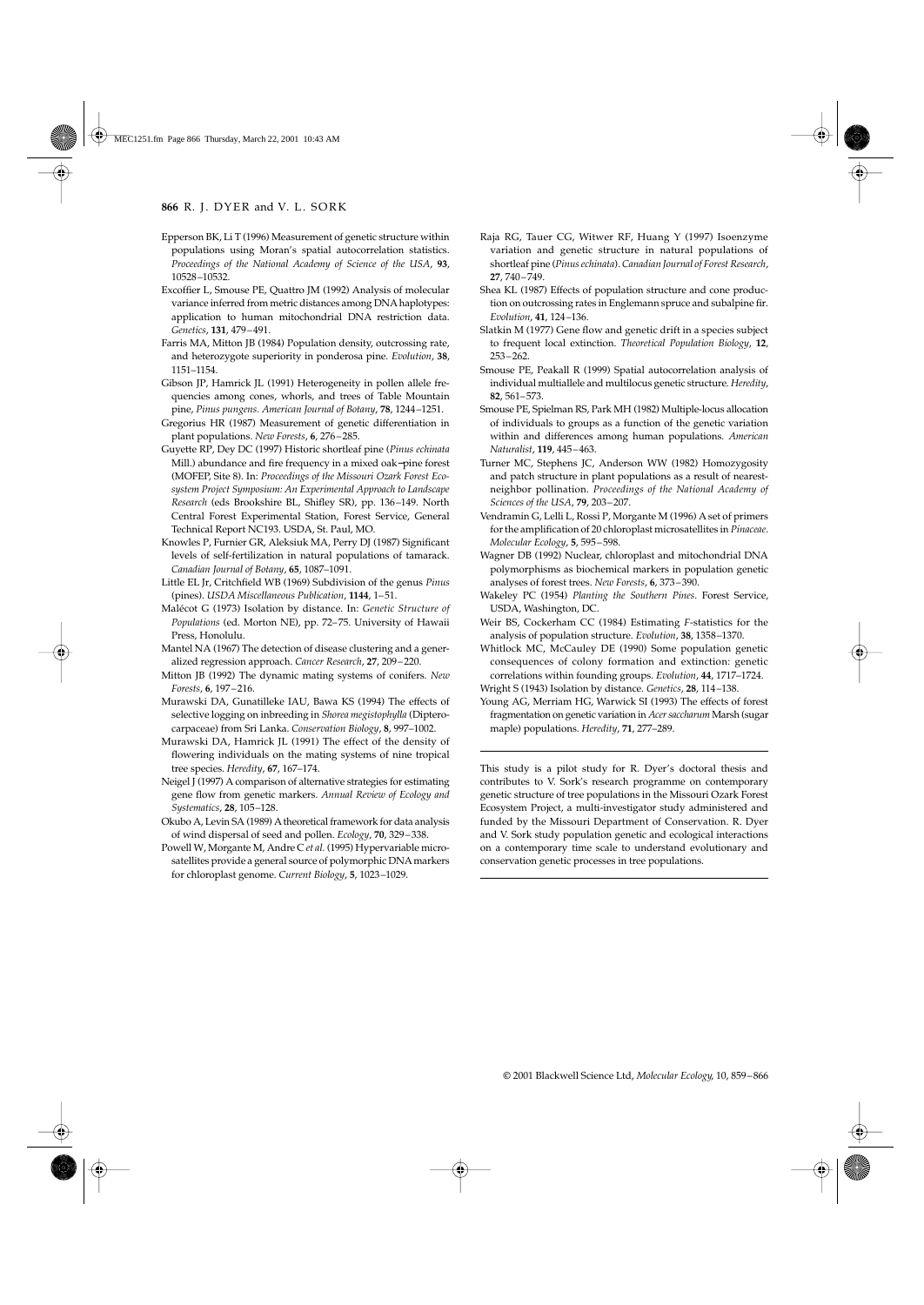Epperson BK, Li T (1996) Measurement of genetic structure within populations using Moran's spatial autocorrelation statistics. *Proceedings of the National Academy of Science of the USA*, **93**, 10528–10532.

Excoffier L, Smouse PE, Quattro JM (1992) Analysis of molecular variance inferred from metric distances among DNA haplotypes: application to human mitochondrial DNA restriction data. *Genetics*, **131**, 479–491.

Farris MA, Mitton JB (1984) Population density, outcrossing rate, and heterozygote superiority in ponderosa pine. *Evolution*, **38**, 1151–1154.

Gibson JP, Hamrick JL (1991) Heterogeneity in pollen allele frequencies among cones, whorls, and trees of Table Mountain pine, *Pinus pungens*. *American Journal of Botany*, **78**, 1244–1251.

Gregorius HR (1987) Measurement of genetic differentiation in plant populations. *New Forests*, **6**, 276–285.

Guyette RP, Dey DC (1997) Historic shortleaf pine (*Pinus echinata* Mill.) abundance and fire frequency in a mixed oak–pine forest (MOFEP, Site 8). In: *Proceedings of the Missouri Ozark Forest Ecosystem Project Symposium: An Experimental Approach to Landscape Research* (eds Brookshire BL, Shifley SR), pp. 136–149. North Central Forest Experimental Station, Forest Service, General Technical Report NC193. USDA, St. Paul, MO.

Knowles P, Furnier GR, Aleksiuk MA, Perry DJ (1987) Significant levels of self-fertilization in natural populations of tamarack. *Canadian Journal of Botany*, **65**, 1087–1091.

Little EL Jr, Critchfield WB (1969) Subdivision of the genus *Pinus* (pines). *USDA Miscellaneous Publication*, **1144**, 1–51.

Malécot G (1973) Isolation by distance. In: *Genetic Structure of Populations* (ed. Morton NE), pp. 72–75. University of Hawaii Press, Honolulu.

Mantel NA (1967) The detection of disease clustering and a generalized regression approach. *Cancer Research*, **27**, 209–220.

Mitton JB (1992) The dynamic mating systems of conifers. *New Forests*, **6**, 197–216.

Murawski DA, Gunatilleke IAU, Bawa KS (1994) The effects of selective logging on inbreeding in *Shorea megistophylla* (Dipterocarpaceae) from Sri Lanka. *Conservation Biology*, **8**, 997–1002.

Murawski DA, Hamrick JL (1991) The effect of the density of flowering individuals on the mating systems of nine tropical tree species. *Heredity*, **67**, 167–174.

Neigel J (1997) A comparison of alternative strategies for estimating gene flow from genetic markers. *Annual Review of Ecology and Systematics*, **28**, 105–128.

Okubo A, Levin SA (1989) A theoretical framework for data analysis of wind dispersal of seed and pollen. *Ecology*, **70**, 329–338.

Powell W, Morgante M, Andre C *et al.* (1995) Hypervariable microsatellites provide a general source of polymorphic DNA markers for chloroplast genome. *Current Biology*, **5**, 1023–1029.

Raja RG, Tauer CG, Witwer RF, Huang Y (1997) Isoenzyme variation and genetic structure in natural populations of shortleaf pine (*Pinus echinata*). *Canadian Journal of Forest Research*, **27**, 740–749.

Shea KL (1987) Effects of population structure and cone production on outcrossing rates in Englemann spruce and subalpine fir. *Evolution*, **41**, 124–136.

Slatkin M (1977) Gene flow and genetic drift in a species subject to frequent local extinction. *Theoretical Population Biology*, **12**, 253–262.

Smouse PE, Peakall R (1999) Spatial autocorrelation analysis of individual multiallele and multilocus genetic structure. *Heredity*, **82**, 561–573.

Smouse PE, Spielman RS, Park MH (1982) Multiple-locus allocation of individuals to groups as a function of the genetic variation within and differences among human populations. *American Naturalist*, **119**, 445–463.

Turner MC, Stephens JC, Anderson WW (1982) Homozygosity and patch structure in plant populations as a result of nearest-neighbor pollination. *Proceedings of the National Academy of Sciences of the USA*, **79**, 203–207.

Vendramin G, Lelli L, Rossi P, Morgante M (1996) A set of primers for the amplification of 20 chloroplast microsatellites in *Pinaceae*. *Molecular Ecology*, **5**, 595–598.

Wagner DB (1992) Nuclear, chloroplast and mitochondrial DNA polymorphisms as biochemical markers in population genetic analyses of forest trees. *New Forests*, **6**, 373–390.

Wakeley PC (1954) *Planting the Southern Pines*. Forest Service, USDA, Washington, DC.

Weir BS, Cockerham CC (1984) Estimating *F*-statistics for the analysis of population structure. *Evolution*, **38**, 1358–1370.

Whitlock MC, McCauley DE (1990) Some population genetic consequences of colony formation and extinction: genetic correlations within founding groups. *Evolution*, **44**, 1717–1724.

Wright S (1943) Isolation by distance. *Genetics*, **28**, 114–138.

Young AG, Merriam HG, Warwick SI (1993) The effects of forest fragmentation on genetic variation in *Acer saccharum* Marsh (sugar maple) populations. *Heredity*, **71**, 277–289.

---

This study is a pilot study for R. Dyer's doctoral thesis and contributes to V. Sork's research programme on contemporary genetic structure of tree populations in the Missouri Ozark Forest Ecosystem Project, a multi-investigator study administered and funded by the Missouri Department of Conservation. R. Dyer and V. Sork study population genetic and ecological interactions on a contemporary time scale to understand evolutionary and conservation genetic processes in tree populations.

---